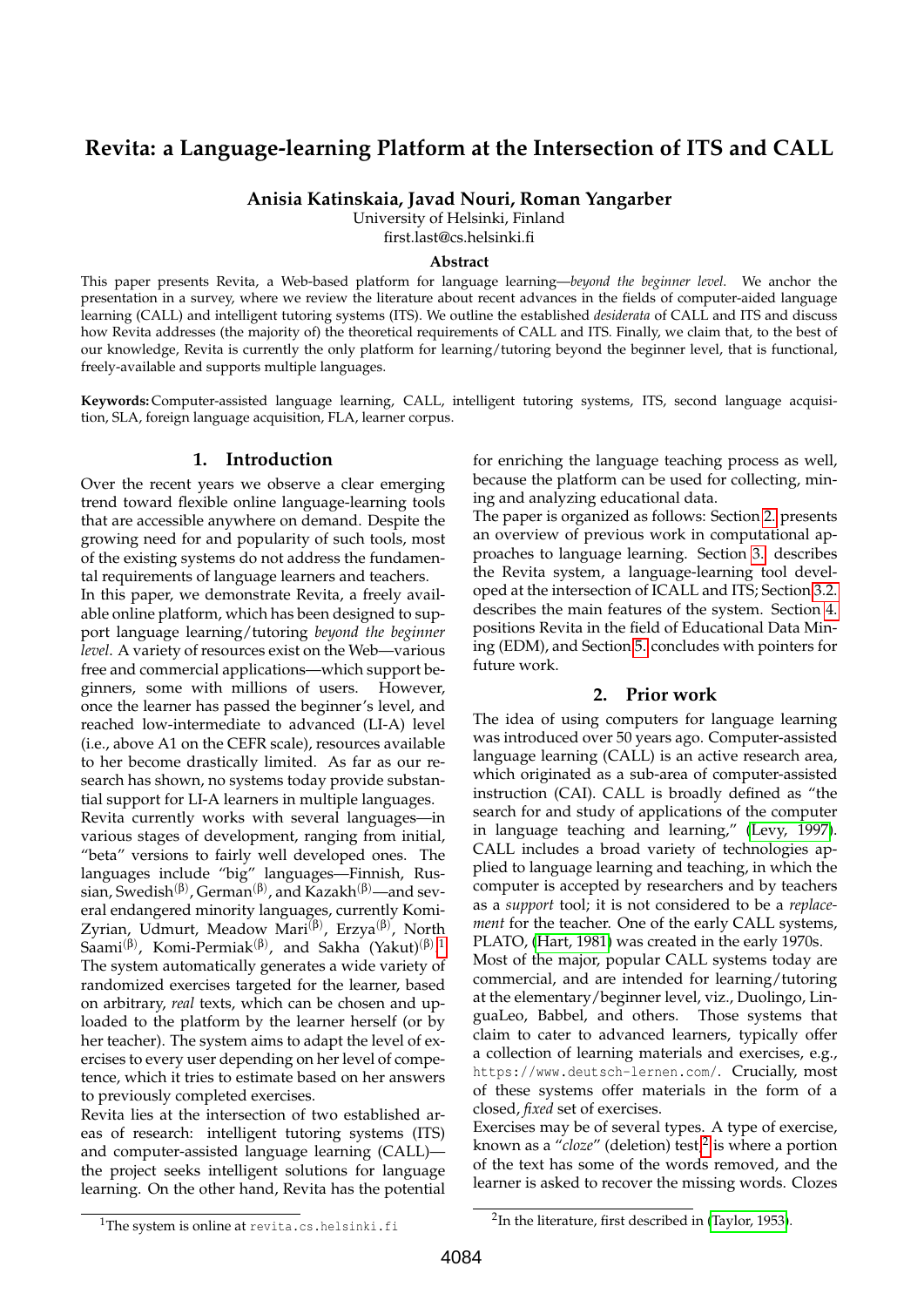# Revita: a Language-learning Platform at the Intersection of ITS and CALL

**Anisia Katinskaia, Javad Nouri, Roman Yangarber**

University of Helsinki, Finland
first.last@cs.helsinki.fi

### Abstract

This paper presents Revita, a Web-based platform for language learning—*beyond the beginner level*. We anchor the presentation in a survey, where we review the literature about recent advances in the fields of computer-aided language learning (CALL) and intelligent tutoring systems (ITS). We outline the established *desiderata* of CALL and ITS and discuss how Revita addresses (the majority of) the theoretical requirements of CALL and ITS. Finally, we claim that, to the best of our knowledge, Revita is currently the only platform for learning/tutoring beyond the beginner level, that is functional, freely-available and supports multiple languages.

**Keywords:** Computer-assisted language learning, CALL, intelligent tutoring systems, ITS, second language acquisition, SLA, foreign language acquisition, FLA, learner corpus.

## 1. Introduction

Over the recent years we observe a clear emerging trend toward flexible online language-learning tools that are accessible anywhere on demand. Despite the growing need for and popularity of such tools, most of the existing systems do not address the fundamental requirements of language learners and teachers.

In this paper, we demonstrate Revita, a freely available online platform, which has been designed to support language learning/tutoring *beyond the beginner level*. A variety of resources exist on the Web—various free and commercial applications—which support beginners, some with millions of users. However, once the learner has passed the beginner's level, and reached low-intermediate to advanced (LI-A) level (i.e., above A1 on the CEFR scale), resources available to her become drastically limited. As far as our research has shown, no systems today provide substantial support for LI-A learners in multiple languages.

Revita currently works with several languages—in various stages of development, ranging from initial, "beta" versions to fairly well developed ones. The languages include "big" languages—Finnish, Russian, Swedish$^{(\beta)}$, German$^{(\beta)}$, and Kazakh$^{(\beta)}$—and several endangered minority languages, currently Komi-Zyrian, Udmurt, Meadow Mari$^{(\beta)}$, Erzya$^{(\beta)}$, North Saami$^{(\beta)}$, Komi-Permiak$^{(\beta)}$, and Sakha (Yakut)$^{(\beta)}$.[1]

The system automatically generates a wide variety of randomized exercises targeted for the learner, based on arbitrary, *real* texts, which can be chosen and uploaded to the platform by the learner herself (or by her teacher). The system aims to adapt the level of exercises to every user depending on her level of competence, which it tries to estimate based on her answers to previously completed exercises.

Revita lies at the intersection of two established areas of research: intelligent tutoring systems (ITS) and computer-assisted language learning (CALL)—the project seeks intelligent solutions for language learning. On the other hand, Revita has the potential for enriching the language teaching process as well, because the platform can be used for collecting, mining and analyzing educational data.

The paper is organized as follows: Section 2. presents an overview of previous work in computational approaches to language learning. Section 3. describes the Revita system, a language-learning tool developed at the intersection of ICALL and ITS; Section 3.2. describes the main features of the system. Section 4. positions Revita in the field of Educational Data Mining (EDM), and Section 5. concludes with pointers for future work.

## 2. Prior work

The idea of using computers for language learning was introduced over 50 years ago. Computer-assisted language learning (CALL) is an active research area, which originated as a sub-area of computer-assisted instruction (CAI). CALL is broadly defined as "the search for and study of applications of the computer in language teaching and learning," (Levy, 1997). CALL includes a broad variety of technologies applied to language learning and teaching, in which the computer is accepted by researchers and by teachers as a *support* tool; it is not considered to be a *replacement* for the teacher. One of the early CALL systems, PLATO, (Hart, 1981) was created in the early 1970s.

Most of the major, popular CALL systems today are commercial, and are intended for learning/tutoring at the elementary/beginner level, viz., Duolingo, LinguaLeo, Babbel, and others. Those systems that claim to cater to advanced learners, typically offer a collection of learning materials and exercises, e.g., `https://www.deutsch-lernen.com/`. Crucially, most of these systems offer materials in the form of a closed, *fixed* set of exercises.

Exercises may be of several types. A type of exercise, known as a "*cloze*" (deletion) test[2] is where a portion of the text has some of the words removed, and the learner is asked to recover the missing words. Clozes

---

[1] The system is online at `revita.cs.helsinki.fi`

[2] In the literature, first described in (Taylor, 1953).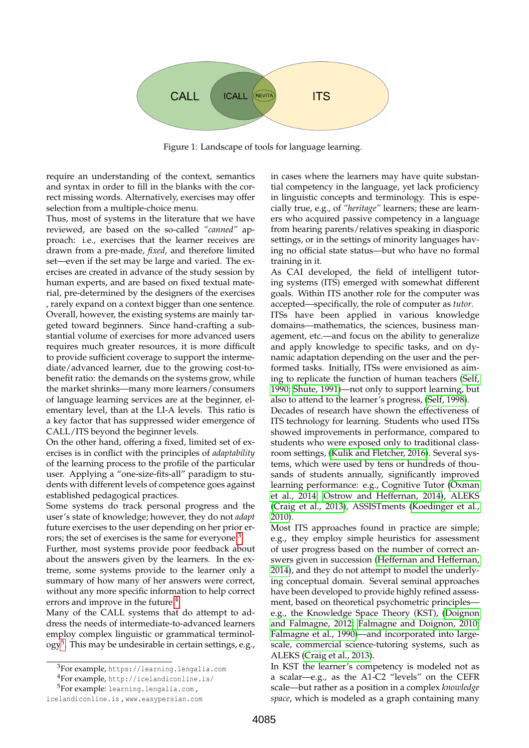Figure 1: Landscape of tools for language learning.

require an understanding of the context, semantics and syntax in order to fill in the blanks with the correct missing words. Alternatively, exercises may offer selection from a multiple-choice menu.

Thus, most of systems in the literature that we have reviewed, are based on the so-called *"canned"* approach: i.e., exercises that the learner receives are drawn from a pre-made, *fixed*, and therefore limited set—even if the set may be large and varied. The exercises are created in advance of the study session by human experts, and are based on fixed textual material, pre-determined by the designers of the exercises , rarely expand on a context bigger than one sentence.

Overall, however, the existing systems are mainly targeted toward beginners. Since hand-crafting a substantial volume of exercises for more advanced users requires much greater resources, it is more difficult to provide sufficient coverage to support the intermediate/advanced learner, due to the growing cost-to-benefit ratio: the demands on the systems grow, while the market shrinks—many more learners/consumers of language learning services are at the beginner, elementary level, than at the LI-A levels. This ratio is a key factor that has suppressed wider emergence of CALL/ITS beyond the beginner levels.

On the other hand, offering a fixed, limited set of exercises is in conflict with the principles of *adaptability* of the learning process to the profile of the particular user. Applying a "one-size-fits-all" paradigm to students with different levels of competence goes against established pedagogical practices.

Some systems do track personal progress and the user's state of knowledge; however, they do not *adapt* future exercises to the user depending on her prior errors; the set of exercises is the same for everyone.[3]

Further, most systems provide poor feedback about about the answers given by the learners. In the extreme, some systems provide to the learner only a summary of how many of her answers were correct, without any more specific information to help correct errors and improve in the future.[4]

Many of the CALL systems that do attempt to address the needs of intermediate-to-advanced learners employ complex linguistic or grammatical terminology[5]. This may be undesirable in certain settings, e.g., in cases where the learners may have quite substantial competency in the language, yet lack proficiency in linguistic concepts and terminology. This is especially true, e.g., of *"heritage"* learners; these are learners who acquired passive competency in a language from hearing parents/relatives speaking in diasporic settings, or in the settings of minority languages having no official state status—but who have no formal training in it.

As CAI developed, the field of intelligent tutoring systems (ITS) emerged with somewhat different goals. Within ITS another role for the computer was accepted—specifically, the role of computer as *tutor*.

ITSs have been applied in various knowledge domains—mathematics, the sciences, business management, etc.—and focus on the ability to generalize and apply knowledge to specific tasks, and on dynamic adaptation depending on the user and the performed tasks. Initially, ITSs were envisioned as aiming to replicate the function of human teachers (Self, 1990; Shute, 1991)—not only to support learning, but also to attend to the learner's progress, (Self, 1998).

Decades of research have shown the effectiveness of ITS technology for learning. Students who used ITSs showed improvements in performance, compared to students who were exposed only to traditional classroom settings, (Kulik and Fletcher, 2016). Several systems, which were used by tens or hundreds of thousands of students annually, significantly improved learning performance: e.g., Cognitive Tutor (Oxman et al., 2014; Ostrow and Heffernan, 2014), ALEKS (Craig et al., 2013), ASSISTments (Koedinger et al., 2010).

Most ITS approaches found in practice are simple; e.g., they employ simple heuristics for assessment of user progress based on the number of correct answers given in succession (Heffernan and Heffernan, 2014), and they do not attempt to model the underlying conceptual domain. Several seminal approaches have been developed to provide highly refined assessment, based on theoretical psychometric principles—e.g., the Knowledge Space Theory (KST), (Doignon and Falmagne, 2012; Falmagne and Doignon, 2010; Falmagne et al., 1990)—and incorporated into large-scale, commercial science-tutoring systems, such as ALEKS (Craig et al., 2013).

In KST the learner's competency is modeled not as a scalar—e.g., as the A1-C2 "levels" on the CEFR scale—but rather as a position in a complex *knowledge space*, which is modeled as a graph containing many

[3] For example, https://learning.lengalia.com

[4] For example, http://icelandiconline.is/

[5] For example: learning.lengalia.com, icelandiconline.is, www.easypersian.com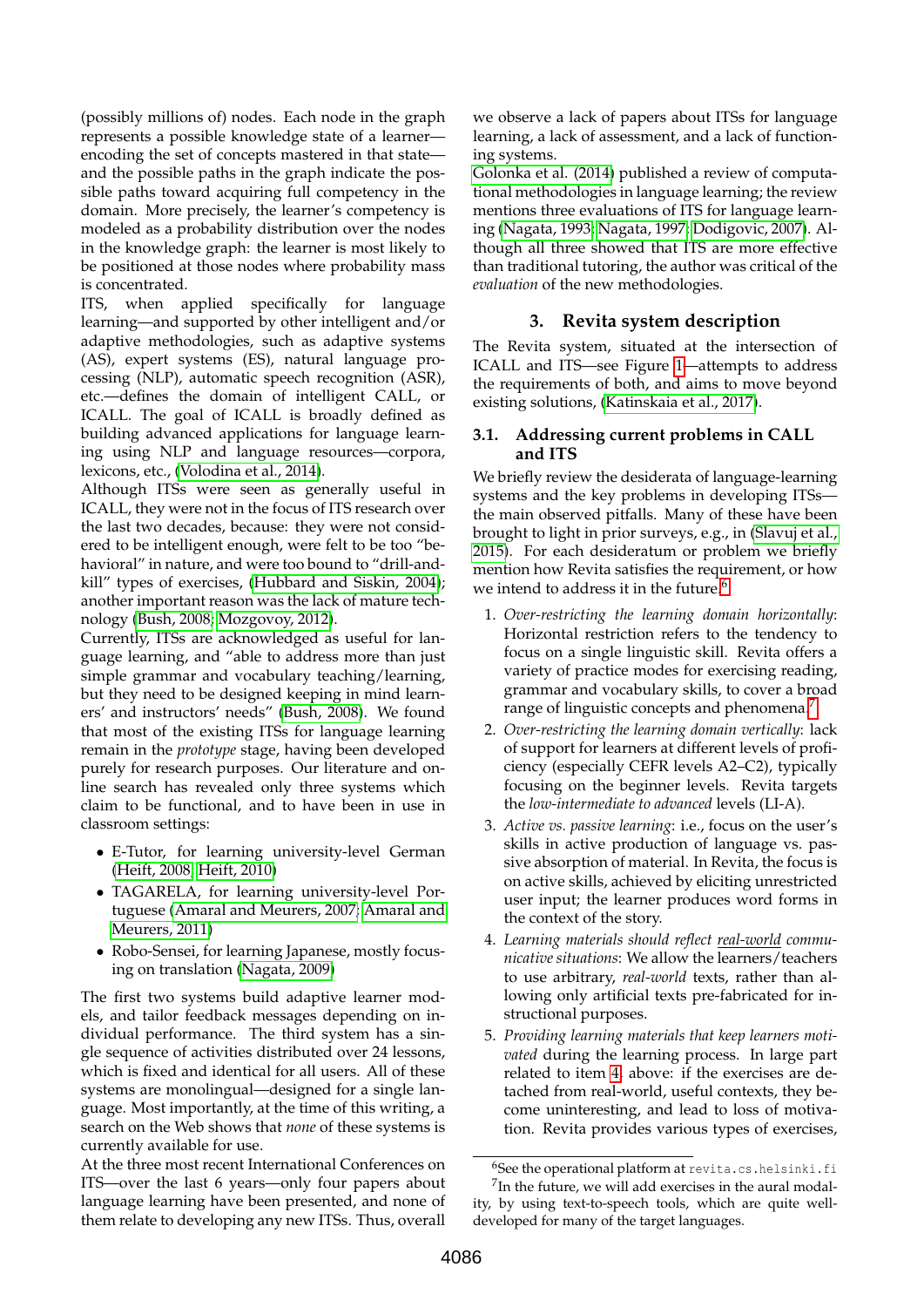(possibly millions of) nodes. Each node in the graph represents a possible knowledge state of a learner—encoding the set of concepts mastered in that state—and the possible paths in the graph indicate the possible paths toward acquiring full competency in the domain. More precisely, the learner's competency is modeled as a probability distribution over the nodes in the knowledge graph: the learner is most likely to be positioned at those nodes where probability mass is concentrated.

ITS, when applied specifically for language learning—and supported by other intelligent and/or adaptive methodologies, such as adaptive systems (AS), expert systems (ES), natural language processing (NLP), automatic speech recognition (ASR), etc.—defines the domain of intelligent CALL, or ICALL. The goal of ICALL is broadly defined as building advanced applications for language learning using NLP and language resources—corpora, lexicons, etc., (Volodina et al., 2014).

Although ITSs were seen as generally useful in ICALL, they were not in the focus of ITS research over the last two decades, because: they were not considered to be intelligent enough, were felt to be too "behavioral" in nature, and were too bound to "drill-and-kill" types of exercises, (Hubbard and Siskin, 2004); another important reason was the lack of mature technology (Bush, 2008; Mozgovoy, 2012).

Currently, ITSs are acknowledged as useful for language learning, and "able to address more than just simple grammar and vocabulary teaching/learning, but they need to be designed keeping in mind learners' and instructors' needs" (Bush, 2008). We found that most of the existing ITSs for language learning remain in the *prototype* stage, having been developed purely for research purposes. Our literature and online search has revealed only three systems which claim to be functional, and to have been in use in classroom settings:

- E-Tutor, for learning university-level German (Heift, 2008; Heift, 2010)
- TAGARELA, for learning university-level Portuguese (Amaral and Meurers, 2007; Amaral and Meurers, 2011)
- Robo-Sensei, for learning Japanese, mostly focusing on translation (Nagata, 2009)

The first two systems build adaptive learner models, and tailor feedback messages depending on individual performance. The third system has a single sequence of activities distributed over 24 lessons, which is fixed and identical for all users. All of these systems are monolingual—designed for a single language. Most importantly, at the time of this writing, a search on the Web shows that *none* of these systems is currently available for use.

At the three most recent International Conferences on ITS—over the last 6 years—only four papers about language learning have been presented, and none of them relate to developing any new ITSs. Thus, overall we observe a lack of papers about ITSs for language learning, a lack of assessment, and a lack of functioning systems.

Golonka et al. (2014) published a review of computational methodologies in language learning; the review mentions three evaluations of ITS for language learning (Nagata, 1993; Nagata, 1997; Dodigovic, 2007). Although all three showed that ITS are more effective than traditional tutoring, the author was critical of the *evaluation* of the new methodologies.

## 3. Revita system description

The Revita system, situated at the intersection of ICALL and ITS—see Figure 1—attempts to address the requirements of both, and aims to move beyond existing solutions, (Katinskaia et al., 2017).

### 3.1. Addressing current problems in CALL and ITS

We briefly review the desiderata of language-learning systems and the key problems in developing ITSs—the main observed pitfalls. Many of these have been brought to light in prior surveys, e.g., in (Slavuj et al., 2015). For each desideratum or problem we briefly mention how Revita satisfies the requirement, or how we intend to address it in the future.[6]

1. *Over-restricting the learning domain horizontally*: Horizontal restriction refers to the tendency to focus on a single linguistic skill. Revita offers a variety of practice modes for exercising reading, grammar and vocabulary skills, to cover a broad range of linguistic concepts and phenomena.[7]
2. *Over-restricting the learning domain vertically*: lack of support for learners at different levels of proficiency (especially CEFR levels A2–C2), typically focusing on the beginner levels. Revita targets the *low-intermediate to advanced* levels (LI-A).
3. *Active vs. passive learning*: i.e., focus on the user's skills in active production of language vs. passive absorption of material. In Revita, the focus is on active skills, achieved by eliciting unrestricted user input; the learner produces word forms in the context of the story.
4. *Learning materials should reflect real-world communicative situations*: We allow the learners/teachers to use arbitrary, *real-world* texts, rather than allowing only artificial texts pre-fabricated for instructional purposes.
5. *Providing learning materials that keep learners motivated* during the learning process. In large part related to item 4. above: if the exercises are detached from real-world, useful contexts, they become uninteresting, and lead to loss of motivation. Revita provides various types of exercises,

[6] See the operational platform at revita.cs.helsinki.fi

[7] In the future, we will add exercises in the aural modality, by using text-to-speech tools, which are quite well-developed for many of the target languages.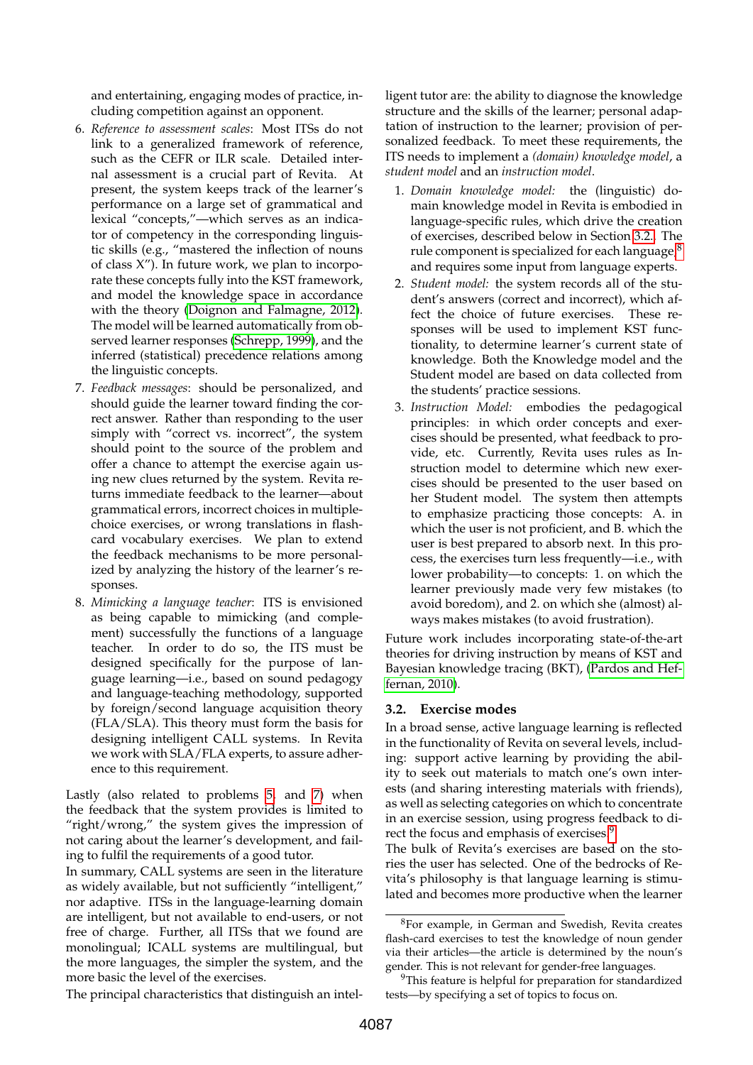and entertaining, engaging modes of practice, including competition against an opponent.

6. *Reference to assessment scales*: Most ITSs do not link to a generalized framework of reference, such as the CEFR or ILR scale. Detailed internal assessment is a crucial part of Revita. At present, the system keeps track of the learner's performance on a large set of grammatical and lexical "concepts,"—which serves as an indicator of competency in the corresponding linguistic skills (e.g., "mastered the inflection of nouns of class X"). In future work, we plan to incorporate these concepts fully into the KST framework, and model the knowledge space in accordance with the theory (Doignon and Falmagne, 2012). The model will be learned automatically from observed learner responses (Schrepp, 1999), and the inferred (statistical) precedence relations among the linguistic concepts.

7. *Feedback messages*: should be personalized, and should guide the learner toward finding the correct answer. Rather than responding to the user simply with "correct vs. incorrect", the system should point to the source of the problem and offer a chance to attempt the exercise again using new clues returned by the system. Revita returns immediate feedback to the learner—about grammatical errors, incorrect choices in multiple-choice exercises, or wrong translations in flash-card vocabulary exercises. We plan to extend the feedback mechanisms to be more personalized by analyzing the history of the learner's responses.

8. *Mimicking a language teacher*: ITS is envisioned as being capable to mimicking (and complement) successfully the functions of a language teacher. In order to do so, the ITS must be designed specifically for the purpose of language learning—i.e., based on sound pedagogy and language-teaching methodology, supported by foreign/second language acquisition theory (FLA/SLA). This theory must form the basis for designing intelligent CALL systems. In Revita we work with SLA/FLA experts, to assure adherence to this requirement.

Lastly (also related to problems 5. and 7) when the feedback that the system provides is limited to "right/wrong," the system gives the impression of not caring about the learner's development, and failing to fulfil the requirements of a good tutor.

In summary, CALL systems are seen in the literature as widely available, but not sufficiently "intelligent," nor adaptive. ITSs in the language-learning domain are intelligent, but not available to end-users, or not free of charge. Further, all ITSs that we found are monolingual; ICALL systems are multilingual, but the more languages, the simpler the system, and the more basic the level of the exercises.

The principal characteristics that distinguish an intelligent tutor are: the ability to diagnose the knowledge structure and the skills of the learner; personal adaptation of instruction to the learner; provision of personalized feedback. To meet these requirements, the ITS needs to implement a *(domain) knowledge model*, a *student model* and an *instruction model*.

1. *Domain knowledge model:* the (linguistic) domain knowledge model in Revita is embodied in language-specific rules, which drive the creation of exercises, described below in Section 3.2. The rule component is specialized for each language[8] and requires some input from language experts.

2. *Student model:* the system records all of the student's answers (correct and incorrect), which affect the choice of future exercises. These responses will be used to implement KST functionality, to determine learner's current state of knowledge. Both the Knowledge model and the Student model are based on data collected from the students' practice sessions.

3. *Instruction Model:* embodies the pedagogical principles: in which order concepts and exercises should be presented, what feedback to provide, etc. Currently, Revita uses rules as Instruction model to determine which new exercises should be presented to the user based on her Student model. The system then attempts to emphasize practicing those concepts: A. in which the user is not proficient, and B. which the user is best prepared to absorb next. In this process, the exercises turn less frequently—i.e., with lower probability—to concepts: 1. on which the learner previously made very few mistakes (to avoid boredom), and 2. on which she (almost) always makes mistakes (to avoid frustration).

Future work includes incorporating state-of-the-art theories for driving instruction by means of KST and Bayesian knowledge tracing (BKT), (Pardos and Heffernan, 2010).

## 3.2. Exercise modes

In a broad sense, active language learning is reflected in the functionality of Revita on several levels, including: support active learning by providing the ability to seek out materials to match one's own interests (and sharing interesting materials with friends), as well as selecting categories on which to concentrate in an exercise session, using progress feedback to direct the focus and emphasis of exercises.[9]

The bulk of Revita's exercises are based on the stories the user has selected. One of the bedrocks of Revita's philosophy is that language learning is stimulated and becomes more productive when the learner

---

[8] For example, in German and Swedish, Revita creates flash-card exercises to test the knowledge of noun gender via their articles—the article is determined by the noun's gender. This is not relevant for gender-free languages.

[9] This feature is helpful for preparation for standardized tests—by specifying a set of topics to focus on.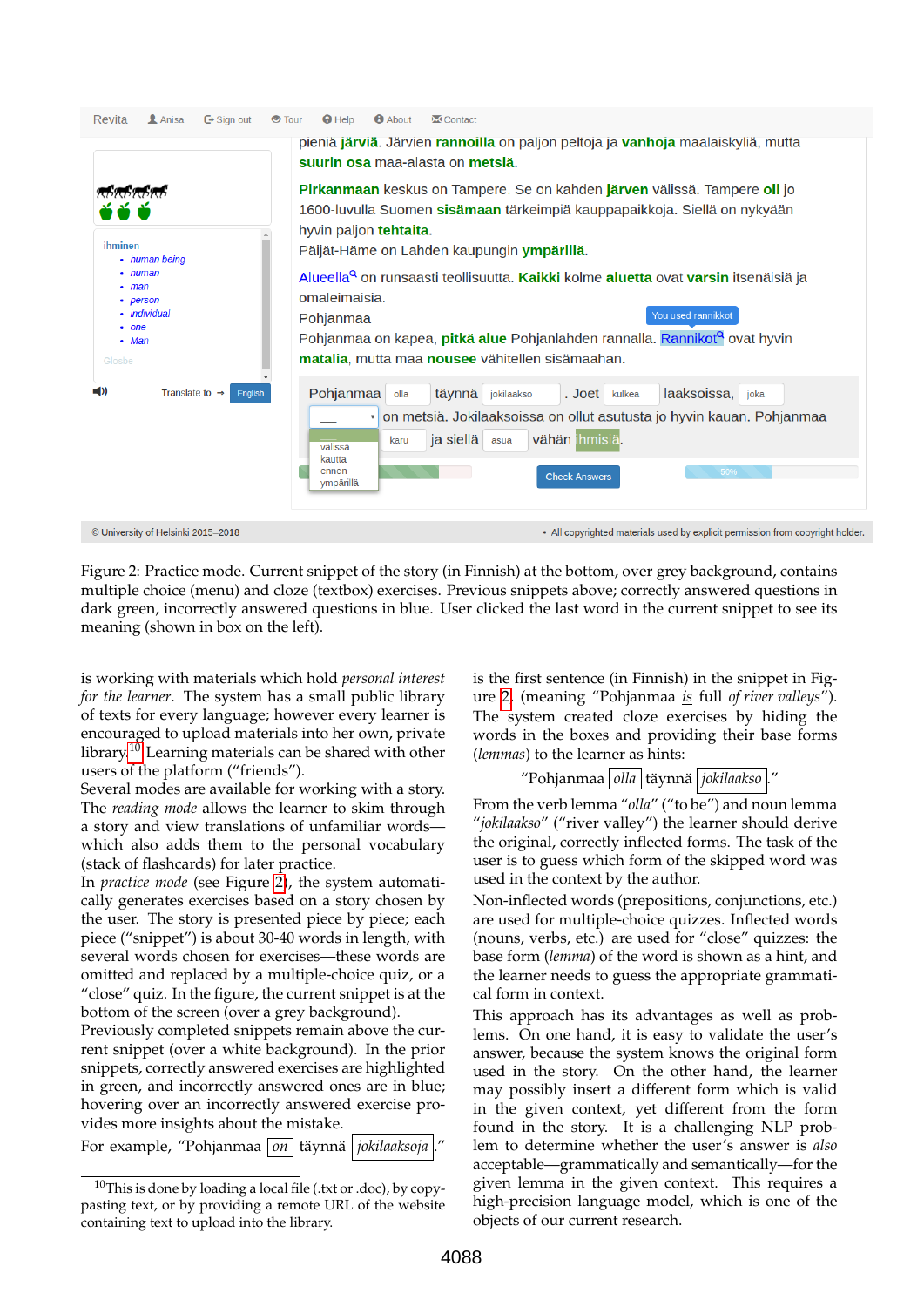Figure 2: Practice mode. Current snippet of the story (in Finnish) at the bottom, over grey background, contains multiple choice (menu) and cloze (textbox) exercises. Previous snippets above; correctly answered questions in dark green, incorrectly answered questions in blue. User clicked the last word in the current snippet to see its meaning (shown in box on the left).

is working with materials which hold *personal interest for the learner*. The system has a small public library of texts for every language; however every learner is encouraged to upload materials into her own, private library.[10] Learning materials can be shared with other users of the platform ("friends").

Several modes are available for working with a story. The *reading mode* allows the learner to skim through a story and view translations of unfamiliar words—which also adds them to the personal vocabulary (stack of flashcards) for later practice.

In *practice mode* (see Figure 2), the system automatically generates exercises based on a story chosen by the user. The story is presented piece by piece; each piece ("snippet") is about 30-40 words in length, with several words chosen for exercises—these words are omitted and replaced by a multiple-choice quiz, or a "close" quiz. In the figure, the current snippet is at the bottom of the screen (over a grey background). Previously completed snippets remain above the current snippet (over a white background). In the prior snippets, correctly answered exercises are highlighted in green, and incorrectly answered ones are in blue; hovering over an incorrectly answered exercise provides more insights about the mistake.

For example, "Pohjanmaa [on] täynnä [jokilaaksoja]." is the first sentence (in Finnish) in the snippet in Figure 2 (meaning "Pohjanmaa *is* full *of river valleys*"). The system created cloze exercises by hiding the words in the boxes and providing their base forms (*lemmas*) to the learner as hints:

"Pohjanmaa [*olla*] täynnä [*jokilaakso*]."

From the verb lemma "*olla*" ("to be") and noun lemma "*jokilaakso*" ("river valley") the learner should derive the original, correctly inflected forms. The task of the user is to guess which form of the skipped word was used in the context by the author.

Non-inflected words (prepositions, conjunctions, etc.) are used for multiple-choice quizzes. Inflected words (nouns, verbs, etc.) are used for "close" quizzes: the base form (*lemma*) of the word is shown as a hint, and the learner needs to guess the appropriate grammatical form in context.

This approach has its advantages as well as problems. On one hand, it is easy to validate the user's answer, because the system knows the original form used in the story. On the other hand, the learner may possibly insert a different form which is valid in the given context, yet different from the form found in the story. It is a challenging NLP problem to determine whether the user's answer is *also* acceptable—grammatically and semantically—for the given lemma in the given context. This requires a high-precision language model, which is one of the objects of our current research.

[10] This is done by loading a local file (.txt or .doc), by copy-pasting text, or by providing a remote URL of the website containing text to upload into the library.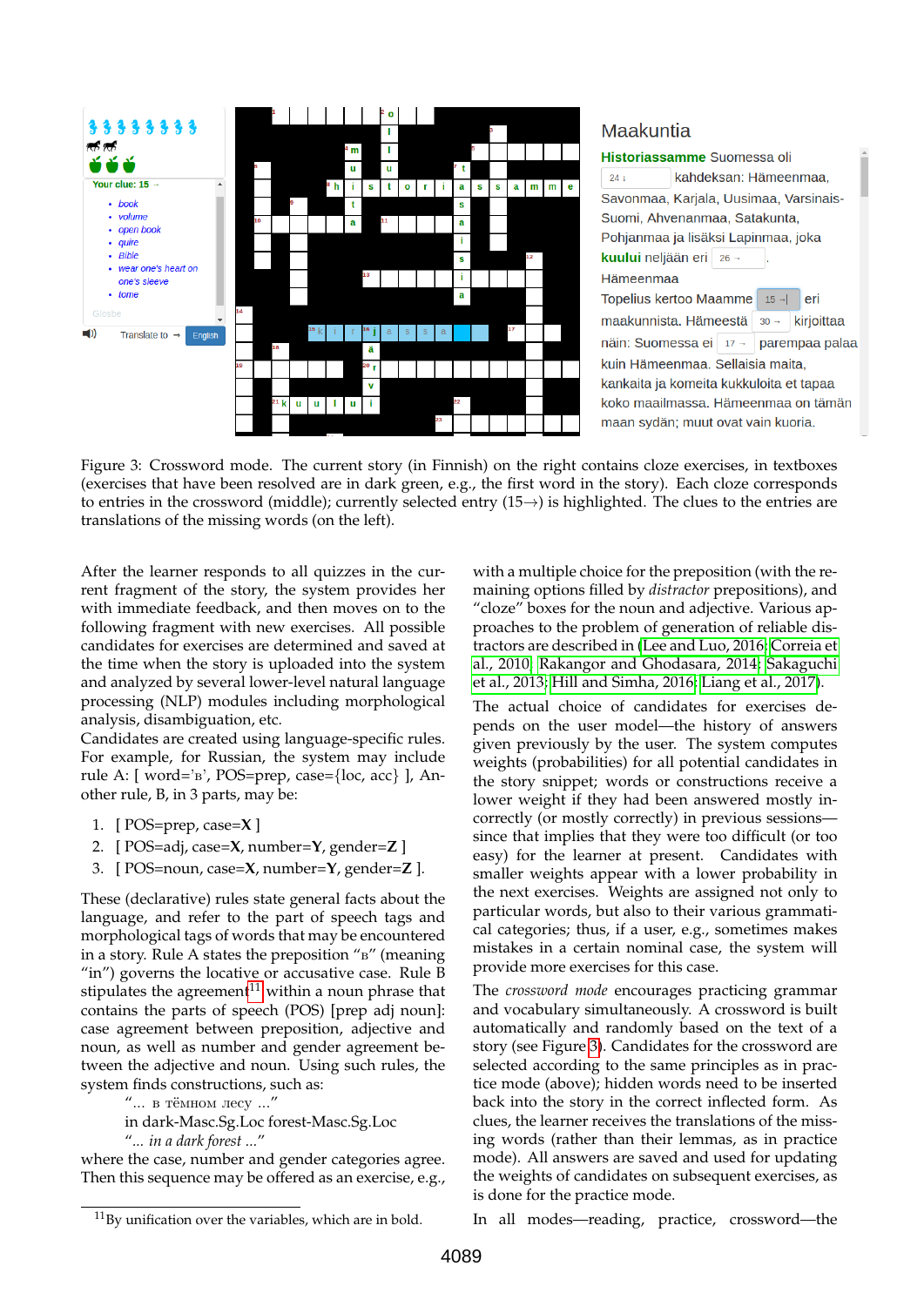Figure 3: Crossword mode. The current story (in Finnish) on the right contains cloze exercises, in textboxes (exercises that have been resolved are in dark green, e.g., the first word in the story). Each cloze corresponds to entries in the crossword (middle); currently selected entry (15→) is highlighted. The clues to the entries are translations of the missing words (on the left).

After the learner responds to all quizzes in the current fragment of the story, the system provides her with immediate feedback, and then moves on to the following fragment with new exercises. All possible candidates for exercises are determined and saved at the time when the story is uploaded into the system and analyzed by several lower-level natural language processing (NLP) modules including morphological analysis, disambiguation, etc.

Candidates are created using language-specific rules. For example, for Russian, the system may include rule A: [ word='в', POS=prep, case={loc, acc} ], Another rule, B, in 3 parts, may be:

1. [ POS=prep, case=**X** ]
2. [ POS=adj, case=**X**, number=**Y**, gender=**Z** ]
3. [ POS=noun, case=**X**, number=**Y**, gender=**Z** ].

These (declarative) rules state general facts about the language, and refer to the part of speech tags and morphological tags of words that may be encountered in a story. Rule A states the preposition "в" (meaning "in") governs the locative or accusative case. Rule B stipulates the agreement[11] within a noun phrase that contains the parts of speech (POS) [prep adj noun]: case agreement between preposition, adjective and noun, as well as number and gender agreement between the adjective and noun. Using such rules, the system finds constructions, such as:

"... в тёмном лесу ..."
in dark-Masc.Sg.Loc forest-Masc.Sg.Loc
"... *in a dark forest* ..."

where the case, number and gender categories agree. Then this sequence may be offered as an exercise, e.g., with a multiple choice for the preposition (with the remaining options filled by *distractor* prepositions), and "cloze" boxes for the noun and adjective. Various approaches to the problem of generation of reliable distractors are described in (Lee and Luo, 2016; Correia et al., 2010; Rakangor and Ghodasara, 2014; Sakaguchi et al., 2013; Hill and Simha, 2016; Liang et al., 2017).

The actual choice of candidates for exercises depends on the user model—the history of answers given previously by the user. The system computes weights (probabilities) for all potential candidates in the story snippet; words or constructions receive a lower weight if they had been answered mostly incorrectly (or mostly correctly) in previous sessions—since that implies that they were too difficult (or too easy) for the learner at present. Candidates with smaller weights appear with a lower probability in the next exercises. Weights are assigned not only to particular words, but also to their various grammatical categories; thus, if a user, e.g., sometimes makes mistakes in a certain nominal case, the system will provide more exercises for this case.

The *crossword mode* encourages practicing grammar and vocabulary simultaneously. A crossword is built automatically and randomly based on the text of a story (see Figure 3). Candidates for the crossword are selected according to the same principles as in practice mode (above); hidden words need to be inserted back into the story in the correct inflected form. As clues, the learner receives the translations of the missing words (rather than their lemmas, as in practice mode). All answers are saved and used for updating the weights of candidates on subsequent exercises, as is done for the practice mode.

In all modes—reading, practice, crossword—the

[11] By unification over the variables, which are in bold.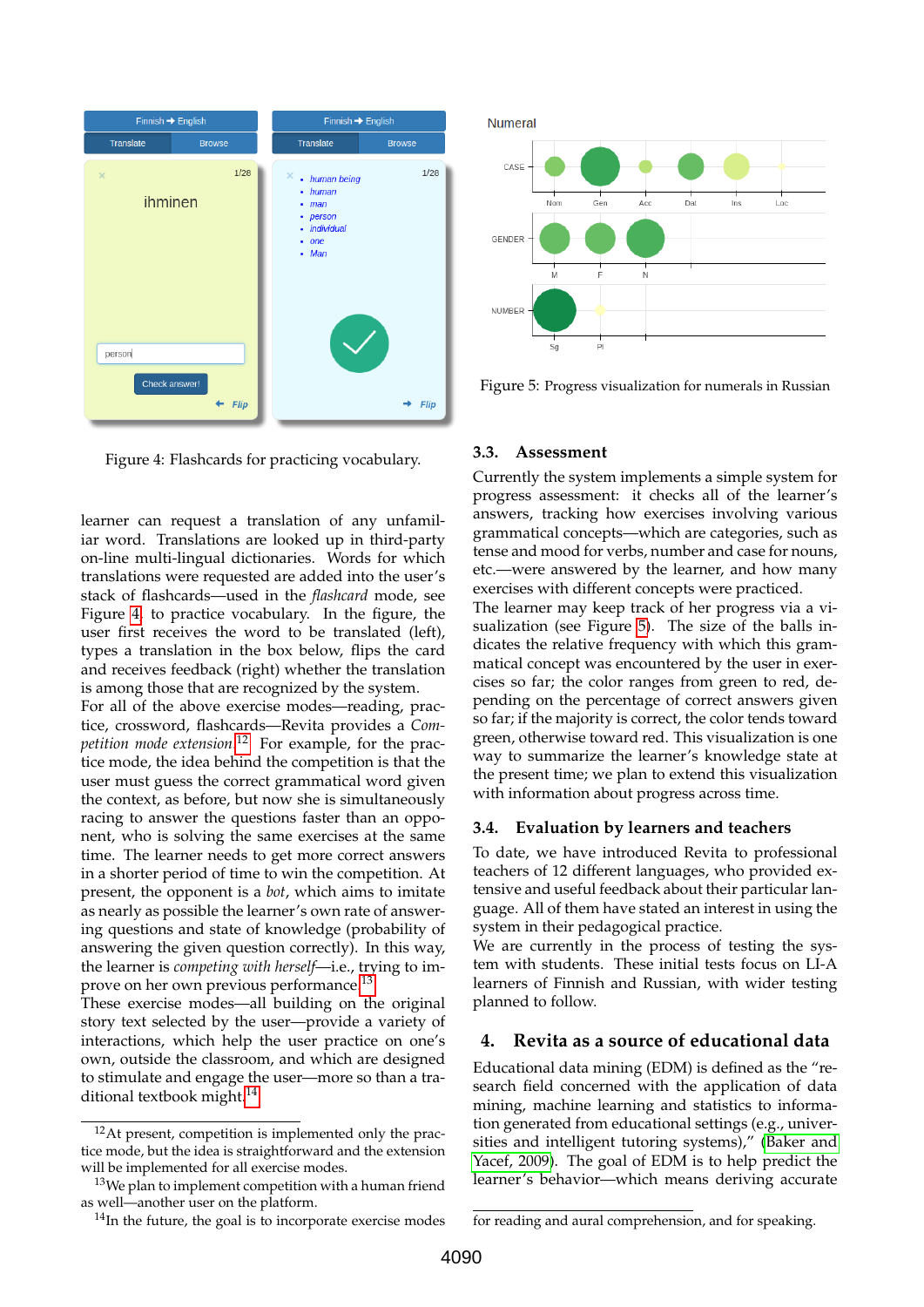Figure 4: Flashcards for practicing vocabulary.

learner can request a translation of any unfamiliar word. Translations are looked up in third-party on-line multi-lingual dictionaries. Words for which translations were requested are added into the user's stack of flashcards—used in the *flashcard* mode, see Figure 4, to practice vocabulary. In the figure, the user first receives the word to be translated (left), types a translation in the box below, flips the card and receives feedback (right) whether the translation is among those that are recognized by the system.

For all of the above exercise modes—reading, practice, crossword, flashcards—Revita provides a *Competition mode extension*.[12] For example, for the practice mode, the idea behind the competition is that the user must guess the correct grammatical word given the context, as before, but now she is simultaneously racing to answer the questions faster than an opponent, who is solving the same exercises at the same time. The learner needs to get more correct answers in a shorter period of time to win the competition. At present, the opponent is a *bot*, which aims to imitate as nearly as possible the learner's own rate of answering questions and state of knowledge (probability of answering the given question correctly). In this way, the learner is *competing with herself*—i.e., trying to improve on her own previous performance.[13]

These exercise modes—all building on the original story text selected by the user—provide a variety of interactions, which help the user practice on one's own, outside the classroom, and which are designed to stimulate and engage the user—more so than a traditional textbook might.[14]

[12] At present, competition is implemented only the practice mode, but the idea is straightforward and the extension will be implemented for all exercise modes.

[13] We plan to implement competition with a human friend as well—another user on the platform.

[14] In the future, the goal is to incorporate exercise modes for reading and aural comprehension, and for speaking.

Figure 5: Progress visualization for numerals in Russian

### 3.3. Assessment

Currently the system implements a simple system for progress assessment: it checks all of the learner's answers, tracking how exercises involving various grammatical concepts—which are categories, such as tense and mood for verbs, number and case for nouns, etc.—were answered by the learner, and how many exercises with different concepts were practiced.

The learner may keep track of her progress via a visualization (see Figure 5). The size of the balls indicates the relative frequency with which this grammatical concept was encountered by the user in exercises so far; the color ranges from green to red, depending on the percentage of correct answers given so far; if the majority is correct, the color tends toward green, otherwise toward red. This visualization is one way to summarize the learner's knowledge state at the present time; we plan to extend this visualization with information about progress across time.

### 3.4. Evaluation by learners and teachers

To date, we have introduced Revita to professional teachers of 12 different languages, who provided extensive and useful feedback about their particular language. All of them have stated an interest in using the system in their pedagogical practice.

We are currently in the process of testing the system with students. These initial tests focus on LI-A learners of Finnish and Russian, with wider testing planned to follow.

## 4. Revita as a source of educational data

Educational data mining (EDM) is defined as the "research field concerned with the application of data mining, machine learning and statistics to information generated from educational settings (e.g., universities and intelligent tutoring systems)," (Baker and Yacef, 2009). The goal of EDM is to help predict the learner's behavior—which means deriving accurate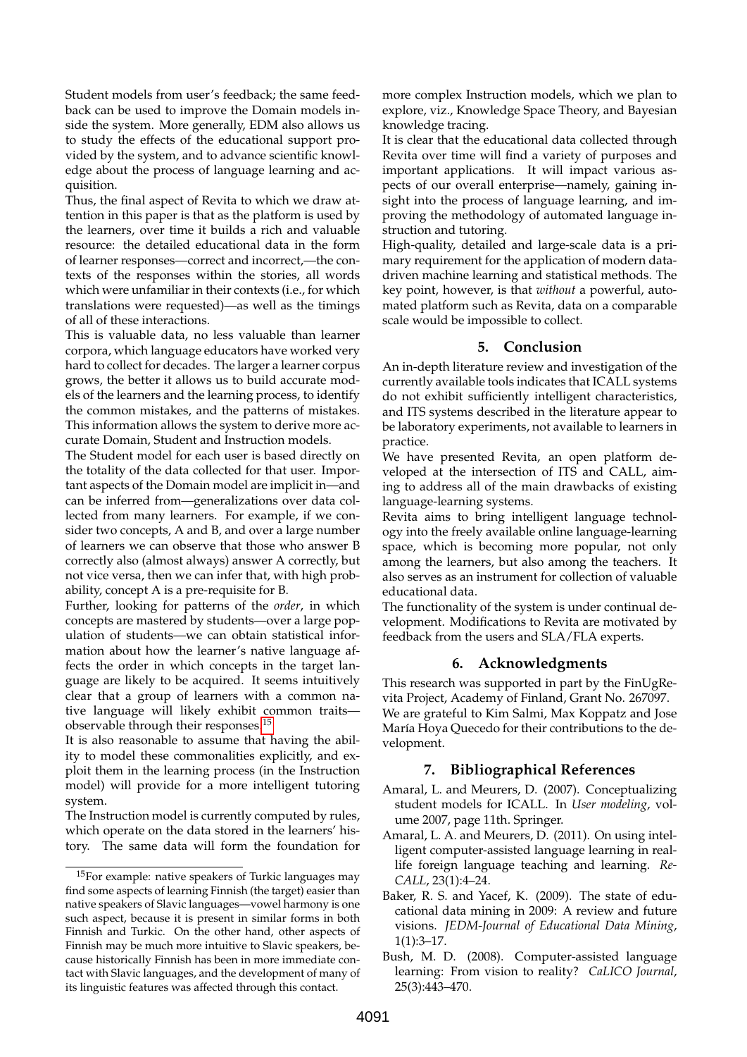Student models from user's feedback; the same feedback can be used to improve the Domain models inside the system. More generally, EDM also allows us to study the effects of the educational support provided by the system, and to advance scientific knowledge about the process of language learning and acquisition.

Thus, the final aspect of Revita to which we draw attention in this paper is that as the platform is used by the learners, over time it builds a rich and valuable resource: the detailed educational data in the form of learner responses—correct and incorrect,—the contexts of the responses within the stories, all words which were unfamiliar in their contexts (i.e., for which translations were requested)—as well as the timings of all of these interactions.

This is valuable data, no less valuable than learner corpora, which language educators have worked very hard to collect for decades. The larger a learner corpus grows, the better it allows us to build accurate models of the learners and the learning process, to identify the common mistakes, and the patterns of mistakes. This information allows the system to derive more accurate Domain, Student and Instruction models.

The Student model for each user is based directly on the totality of the data collected for that user. Important aspects of the Domain model are implicit in—and can be inferred from—generalizations over data collected from many learners. For example, if we consider two concepts, A and B, and over a large number of learners we can observe that those who answer B correctly also (almost always) answer A correctly, but not vice versa, then we can infer that, with high probability, concept A is a pre-requisite for B.

Further, looking for patterns of the *order*, in which concepts are mastered by students—over a large population of students—we can obtain statistical information about how the learner's native language affects the order in which concepts in the target language are likely to be acquired. It seems intuitively clear that a group of learners with a common native language will likely exhibit common traits—observable through their responses.[15]

It is also reasonable to assume that having the ability to model these commonalities explicitly, and exploit them in the learning process (in the Instruction model) will provide for a more intelligent tutoring system.

The Instruction model is currently computed by rules, which operate on the data stored in the learners' history. The same data will form the foundation for more complex Instruction models, which we plan to explore, viz., Knowledge Space Theory, and Bayesian knowledge tracing.

It is clear that the educational data collected through Revita over time will find a variety of purposes and important applications. It will impact various aspects of our overall enterprise—namely, gaining insight into the process of language learning, and improving the methodology of automated language instruction and tutoring.

High-quality, detailed and large-scale data is a primary requirement for the application of modern data-driven machine learning and statistical methods. The key point, however, is that *without* a powerful, automated platform such as Revita, data on a comparable scale would be impossible to collect.

## 5. Conclusion

An in-depth literature review and investigation of the currently available tools indicates that ICALL systems do not exhibit sufficiently intelligent characteristics, and ITS systems described in the literature appear to be laboratory experiments, not available to learners in practice.

We have presented Revita, an open platform developed at the intersection of ITS and CALL, aiming to address all of the main drawbacks of existing language-learning systems.

Revita aims to bring intelligent language technology into the freely available online language-learning space, which is becoming more popular, not only among the learners, but also among the teachers. It also serves as an instrument for collection of valuable educational data.

The functionality of the system is under continual development. Modifications to Revita are motivated by feedback from the users and SLA/FLA experts.

## 6. Acknowledgments

This research was supported in part by the FinUgRevita Project, Academy of Finland, Grant No. 267097.

We are grateful to Kim Salmi, Max Koppatz and Jose María Hoya Quecedo for their contributions to the development.

## 7. Bibliographical References

Amaral, L. and Meurers, D. (2007). Conceptualizing student models for ICALL. In *User modeling*, volume 2007, page 11th. Springer.

Amaral, L. A. and Meurers, D. (2011). On using intelligent computer-assisted language learning in real-life foreign language teaching and learning. *ReCALL*, 23(1):4–24.

Baker, R. S. and Yacef, K. (2009). The state of educational data mining in 2009: A review and future visions. *JEDM-Journal of Educational Data Mining*, 1(1):3–17.

Bush, M. D. (2008). Computer-assisted language learning: From vision to reality? *CaLICO Journal*, 25(3):443–470.

[15] For example: native speakers of Turkic languages may find some aspects of learning Finnish (the target) easier than native speakers of Slavic languages—vowel harmony is one such aspect, because it is present in similar forms in both Finnish and Turkic. On the other hand, other aspects of Finnish may be much more intuitive to Slavic speakers, because historically Finnish has been in more immediate contact with Slavic languages, and the development of many of its linguistic features was affected through this contact.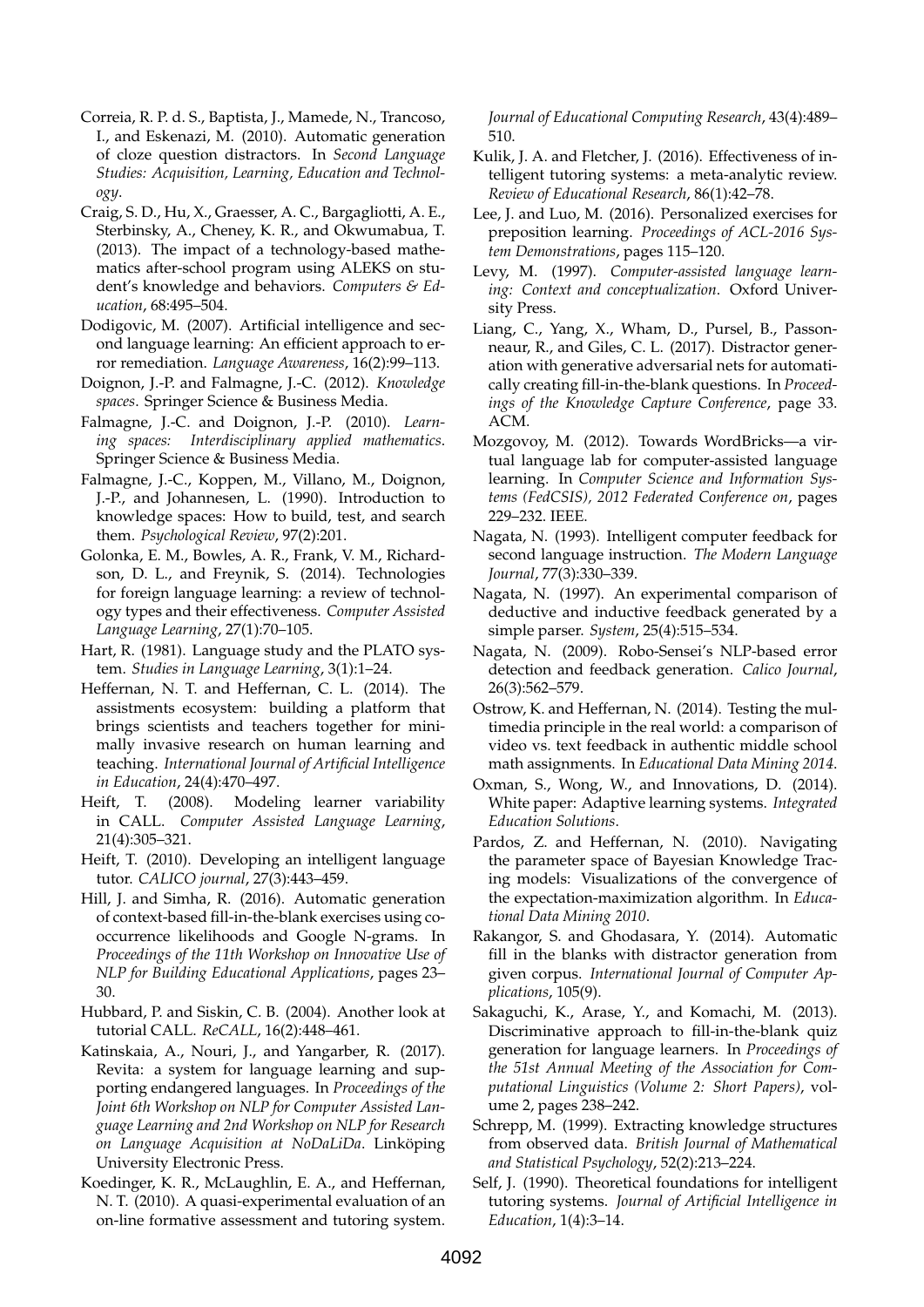Correia, R. P. d. S., Baptista, J., Mamede, N., Trancoso, I., and Eskenazi, M. (2010). Automatic generation of cloze question distractors. In *Second Language Studies: Acquisition, Learning, Education and Technology*.

Craig, S. D., Hu, X., Graesser, A. C., Bargagliotti, A. E., Sterbinsky, A., Cheney, K. R., and Okwumabua, T. (2013). The impact of a technology-based mathematics after-school program using ALEKS on student's knowledge and behaviors. *Computers & Education*, 68:495–504.

Dodigovic, M. (2007). Artificial intelligence and second language learning: An efficient approach to error remediation. *Language Awareness*, 16(2):99–113.

Doignon, J.-P. and Falmagne, J.-C. (2012). *Knowledge spaces*. Springer Science & Business Media.

Falmagne, J.-C. and Doignon, J.-P. (2010). *Learning spaces: Interdisciplinary applied mathematics*. Springer Science & Business Media.

Falmagne, J.-C., Koppen, M., Villano, M., Doignon, J.-P., and Johannesen, L. (1990). Introduction to knowledge spaces: How to build, test, and search them. *Psychological Review*, 97(2):201.

Golonka, E. M., Bowles, A. R., Frank, V. M., Richardson, D. L., and Freynik, S. (2014). Technologies for foreign language learning: a review of technology types and their effectiveness. *Computer Assisted Language Learning*, 27(1):70–105.

Hart, R. (1981). Language study and the PLATO system. *Studies in Language Learning*, 3(1):1–24.

Heffernan, N. T. and Heffernan, C. L. (2014). The assistments ecosystem: building a platform that brings scientists and teachers together for minimally invasive research on human learning and teaching. *International Journal of Artificial Intelligence in Education*, 24(4):470–497.

Heift, T. (2008). Modeling learner variability in CALL. *Computer Assisted Language Learning*, 21(4):305–321.

Heift, T. (2010). Developing an intelligent language tutor. *CALICO journal*, 27(3):443–459.

Hill, J. and Simha, R. (2016). Automatic generation of context-based fill-in-the-blank exercises using co-occurrence likelihoods and Google N-grams. In *Proceedings of the 11th Workshop on Innovative Use of NLP for Building Educational Applications*, pages 23–30.

Hubbard, P. and Siskin, C. B. (2004). Another look at tutorial CALL. *ReCALL*, 16(2):448–461.

Katinskaia, A., Nouri, J., and Yangarber, R. (2017). Revita: a system for language learning and supporting endangered languages. In *Proceedings of the Joint 6th Workshop on NLP for Computer Assisted Language Learning and 2nd Workshop on NLP for Research on Language Acquisition at NoDaLiDa*. Linköping University Electronic Press.

Koedinger, K. R., McLaughlin, E. A., and Heffernan, N. T. (2010). A quasi-experimental evaluation of an on-line formative assessment and tutoring system. *Journal of Educational Computing Research*, 43(4):489–510.

Kulik, J. A. and Fletcher, J. (2016). Effectiveness of intelligent tutoring systems: a meta-analytic review. *Review of Educational Research*, 86(1):42–78.

Lee, J. and Luo, M. (2016). Personalized exercises for preposition learning. *Proceedings of ACL-2016 System Demonstrations*, pages 115–120.

Levy, M. (1997). *Computer-assisted language learning: Context and conceptualization*. Oxford University Press.

Liang, C., Yang, X., Wham, D., Pursel, B., Passonneaur, R., and Giles, C. L. (2017). Distractor generation with generative adversarial nets for automatically creating fill-in-the-blank questions. In *Proceedings of the Knowledge Capture Conference*, page 33. ACM.

Mozgovoy, M. (2012). Towards WordBricks—a virtual language lab for computer-assisted language learning. In *Computer Science and Information Systems (FedCSIS), 2012 Federated Conference on*, pages 229–232. IEEE.

Nagata, N. (1993). Intelligent computer feedback for second language instruction. *The Modern Language Journal*, 77(3):330–339.

Nagata, N. (1997). An experimental comparison of deductive and inductive feedback generated by a simple parser. *System*, 25(4):515–534.

Nagata, N. (2009). Robo-Sensei's NLP-based error detection and feedback generation. *Calico Journal*, 26(3):562–579.

Ostrow, K. and Heffernan, N. (2014). Testing the multimedia principle in the real world: a comparison of video vs. text feedback in authentic middle school math assignments. In *Educational Data Mining 2014*.

Oxman, S., Wong, W., and Innovations, D. (2014). White paper: Adaptive learning systems. *Integrated Education Solutions*.

Pardos, Z. and Heffernan, N. (2010). Navigating the parameter space of Bayesian Knowledge Tracing models: Visualizations of the convergence of the expectation-maximization algorithm. In *Educational Data Mining 2010*.

Rakangor, S. and Ghodasara, Y. (2014). Automatic fill in the blanks with distractor generation from given corpus. *International Journal of Computer Applications*, 105(9).

Sakaguchi, K., Arase, Y., and Komachi, M. (2013). Discriminative approach to fill-in-the-blank quiz generation for language learners. In *Proceedings of the 51st Annual Meeting of the Association for Computational Linguistics (Volume 2: Short Papers)*, volume 2, pages 238–242.

Schrepp, M. (1999). Extracting knowledge structures from observed data. *British Journal of Mathematical and Statistical Psychology*, 52(2):213–224.

Self, J. (1990). Theoretical foundations for intelligent tutoring systems. *Journal of Artificial Intelligence in Education*, 1(4):3–14.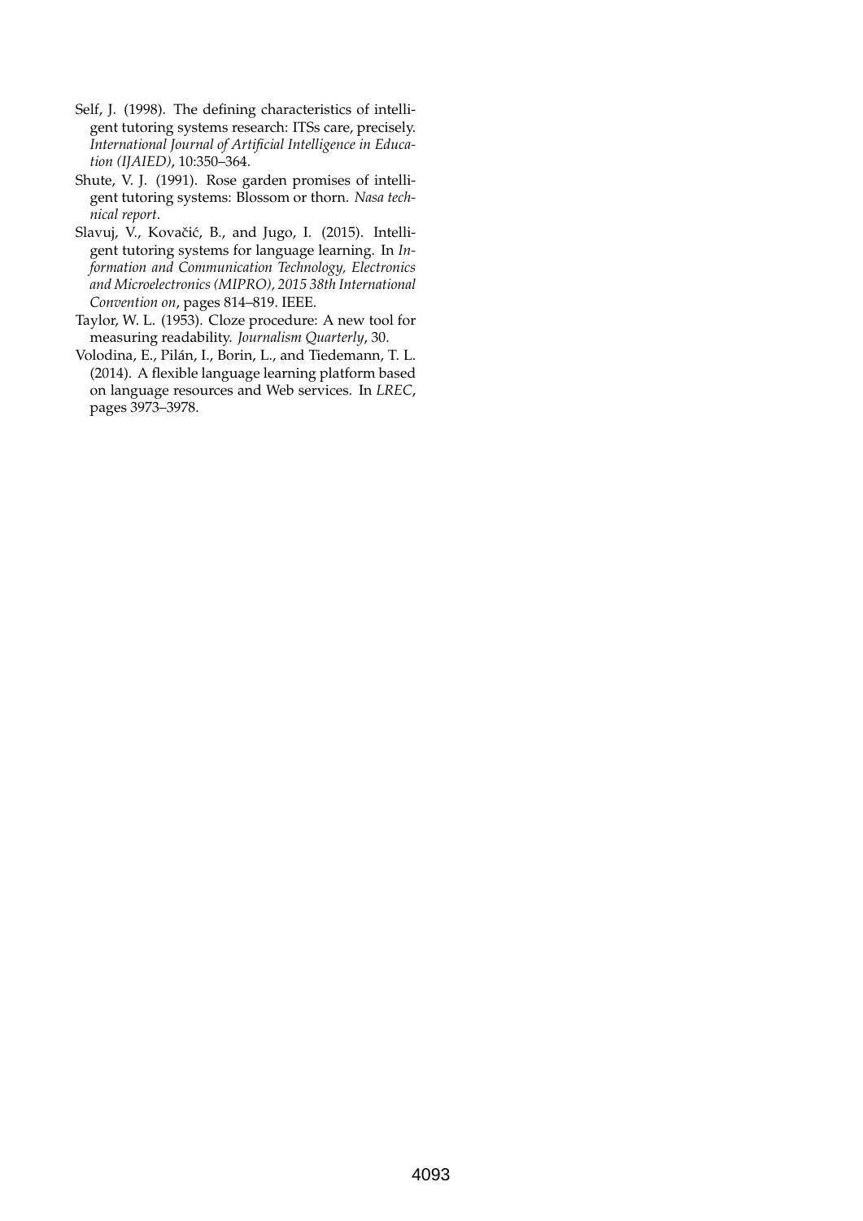Self, J. (1998). The defining characteristics of intelligent tutoring systems research: ITSs care, precisely. *International Journal of Artificial Intelligence in Education (IJAIED)*, 10:350–364.

Shute, V. J. (1991). Rose garden promises of intelligent tutoring systems: Blossom or thorn. *Nasa technical report*.

Slavuj, V., Kovačić, B., and Jugo, I. (2015). Intelligent tutoring systems for language learning. In *Information and Communication Technology, Electronics and Microelectronics (MIPRO), 2015 38th International Convention on*, pages 814–819. IEEE.

Taylor, W. L. (1953). Cloze procedure: A new tool for measuring readability. *Journalism Quarterly*, 30.

Volodina, E., Pilán, I., Borin, L., and Tiedemann, T. L. (2014). A flexible language learning platform based on language resources and Web services. In *LREC*, pages 3973–3978.